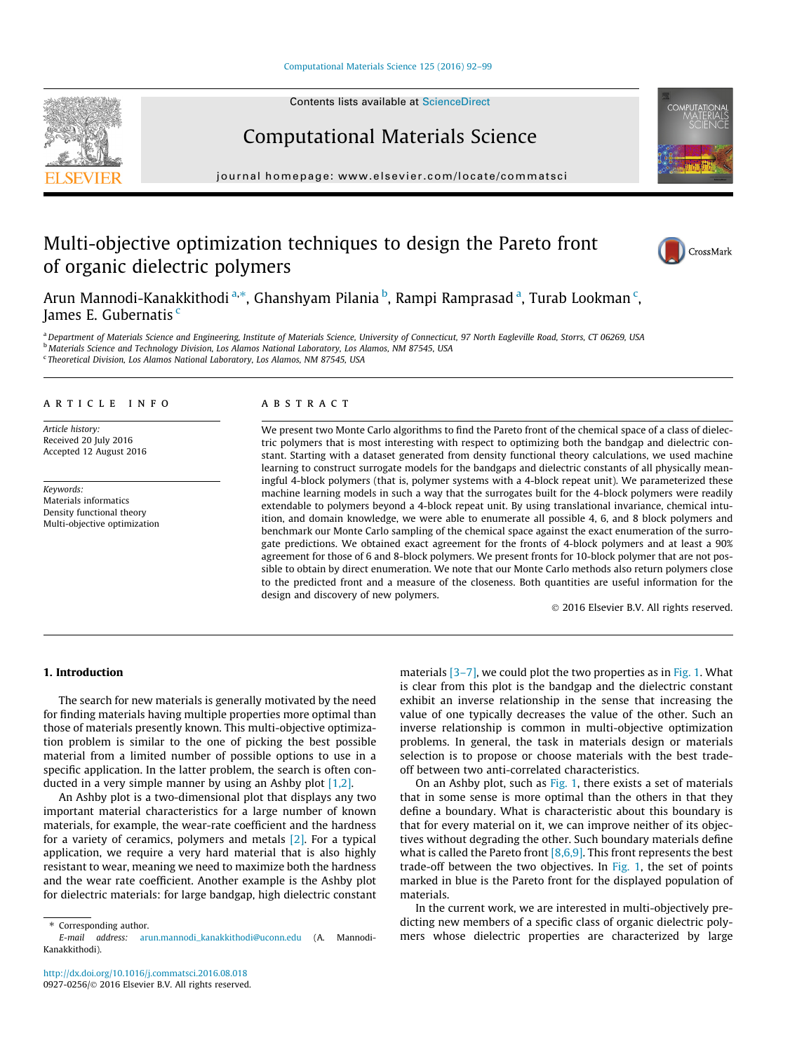# Multi-objective optimization techniques to design the Pareto front of organic dielectric polymers

Arun Mannodi-Kanakkithodi [a,*], Ghanshyam Pilania [b], Rampi Ramprasad [a], Turab Lookman [c], James E. Gubernatis [c]

[a] Department of Materials Science and Engineering, Institute of Materials Science, University of Connecticut, 97 North Eagleville Road, Storrs, CT 06269, USA
[b] Materials Science and Technology Division, Los Alamos National Laboratory, Los Alamos, NM 87545, USA
[c] Theoretical Division, Los Alamos National Laboratory, Los Alamos, NM 87545, USA

## ARTICLE INFO

*Article history:*
Received 20 July 2016
Accepted 12 August 2016

*Keywords:*
Materials informatics
Density functional theory
Multi-objective optimization

## ABSTRACT

We present two Monte Carlo algorithms to find the Pareto front of the chemical space of a class of dielectric polymers that is most interesting with respect to optimizing both the bandgap and dielectric constant. Starting with a dataset generated from density functional theory calculations, we used machine learning to construct surrogate models for the bandgaps and dielectric constants of all physically meaningful 4-block polymers (that is, polymer systems with a 4-block repeat unit). We parameterized these machine learning models in such a way that the surrogates built for the 4-block polymers were readily extendable to polymers beyond a 4-block repeat unit. By using translational invariance, chemical intuition, and domain knowledge, we were able to enumerate all possible 4, 6, and 8 block polymers and benchmark our Monte Carlo sampling of the chemical space against the exact enumeration of the surrogate predictions. We obtained exact agreement for the fronts of 4-block polymers and at least a 90% agreement for those of 6 and 8-block polymers. We present fronts for 10-block polymer that are not possible to obtain by direct enumeration. We note that our Monte Carlo methods also return polymers close to the predicted front and a measure of the closeness. Both quantities are useful information for the design and discovery of new polymers.

© 2016 Elsevier B.V. All rights reserved.

## 1. Introduction

The search for new materials is generally motivated by the need for finding materials having multiple properties more optimal than those of materials presently known. This multi-objective optimization problem is similar to the one of picking the best possible material from a limited number of possible options to use in a specific application. In the latter problem, the search is often conducted in a very simple manner by using an Ashby plot [1,2].

An Ashby plot is a two-dimensional plot that displays any two important material characteristics for a large number of known materials, for example, the wear-rate coefficient and the hardness for a variety of ceramics, polymers and metals [2]. For a typical application, we require a very hard material that is also highly resistant to wear, meaning we need to maximize both the hardness and the wear rate coefficient. Another example is the Ashby plot for dielectric materials: for large bandgap, high dielectric constant materials [3–7], we could plot the two properties as in Fig. 1. What is clear from this plot is the bandgap and the dielectric constant exhibit an inverse relationship in the sense that increasing the value of one typically decreases the value of the other. Such an inverse relationship is common in multi-objective optimization problems. In general, the task in materials design or materials selection is to propose or choose materials with the best trade-off between two anti-correlated characteristics.

On an Ashby plot, such as Fig. 1, there exists a set of materials that in some sense is more optimal than the others in that they define a boundary. What is characteristic about this boundary is that for every material on it, we can improve neither of its objectives without degrading the other. Such boundary materials define what is called the Pareto front [8,6,9]. This front represents the best trade-off between the two objectives. In Fig. 1, the set of points marked in blue is the Pareto front for the displayed population of materials.

In the current work, we are interested in multi-objectively predicting new members of a specific class of organic dielectric polymers whose dielectric properties are characterized by large

\* Corresponding author.
*E-mail address:* arun.mannodi_kanakkithodi@uconn.edu (A. Mannodi-Kanakkithodi).

http://dx.doi.org/10.1016/j.commatsci.2016.08.018
0927-0256/© 2016 Elsevier B.V. All rights reserved.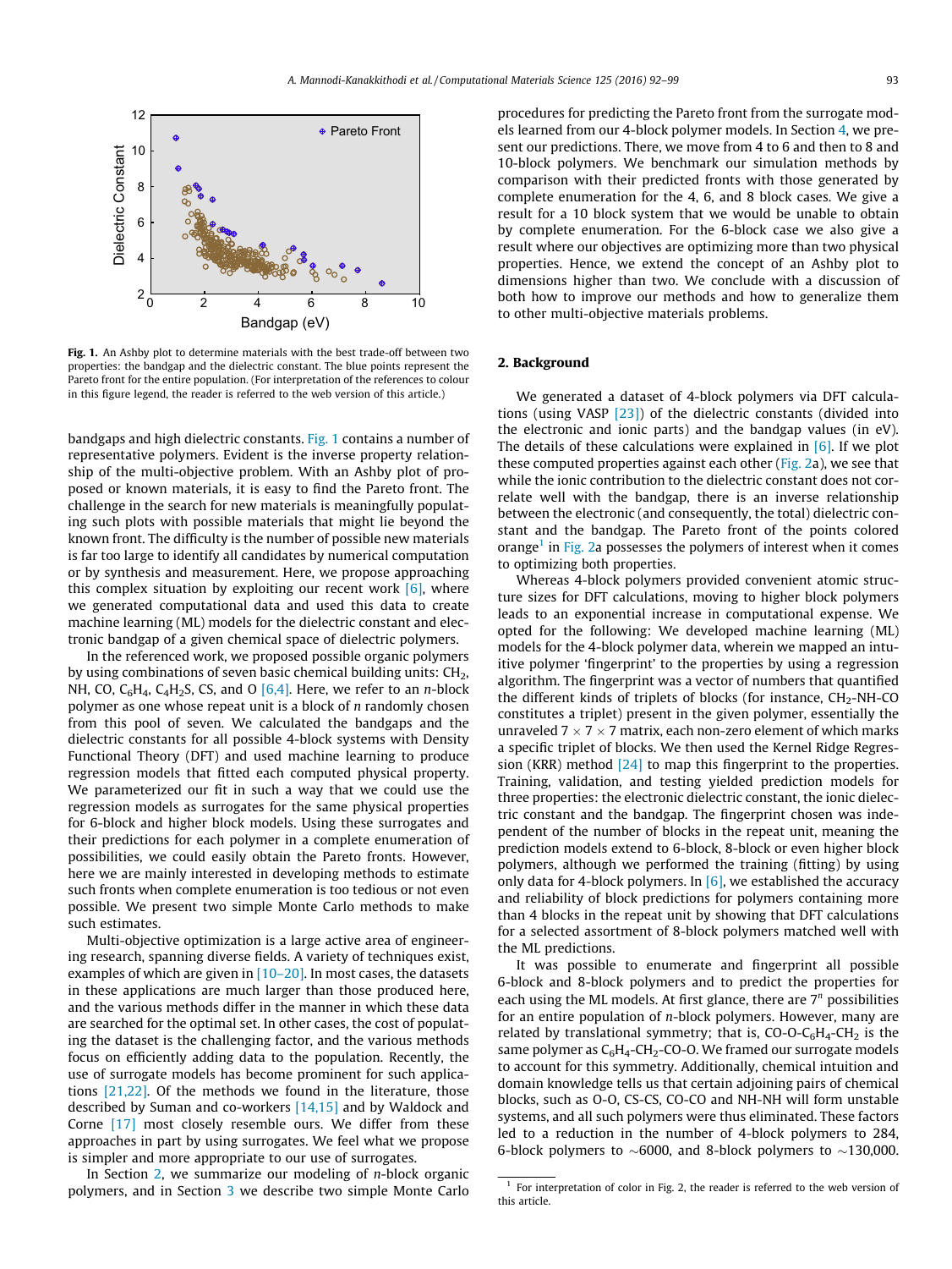Fig. 1. An Ashby plot to determine materials with the best trade-off between two properties: the bandgap and the dielectric constant. The blue points represent the Pareto front for the entire population. (For interpretation of the references to colour in this figure legend, the reader is referred to the web version of this article.)

bandgaps and high dielectric constants. Fig. 1 contains a number of representative polymers. Evident is the inverse property relationship of the multi-objective problem. With an Ashby plot of proposed or known materials, it is easy to find the Pareto front. The challenge in the search for new materials is meaningfully populating such plots with possible materials that might lie beyond the known front. The difficulty is the number of possible new materials is far too large to identify all candidates by numerical computation or by synthesis and measurement. Here, we propose approaching this complex situation by exploiting our recent work [6], where we generated computational data and used this data to create machine learning (ML) models for the dielectric constant and electronic bandgap of a given chemical space of dielectric polymers.

In the referenced work, we proposed possible organic polymers by using combinations of seven basic chemical building units: $CH_2$, NH, CO, $C_6H_4$, $C_4H_2S$, CS, and O [6,4]. Here, we refer to an $n$-block polymer as one whose repeat unit is a block of $n$ randomly chosen from this pool of seven. We calculated the bandgaps and the dielectric constants for all possible 4-block systems with Density Functional Theory (DFT) and used machine learning to produce regression models that fitted each computed physical property. We parameterized our fit in such a way that we could use the regression models as surrogates for the same physical properties for 6-block and higher block models. Using these surrogates and their predictions for each polymer in a complete enumeration of possibilities, we could easily obtain the Pareto fronts. However, here we are mainly interested in developing methods to estimate such fronts when complete enumeration is too tedious or not even possible. We present two simple Monte Carlo methods to make such estimates.

Multi-objective optimization is a large active area of engineering research, spanning diverse fields. A variety of techniques exist, examples of which are given in [10–20]. In most cases, the datasets in these applications are much larger than those produced here, and the various methods differ in the manner in which these data are searched for the optimal set. In other cases, the cost of populating the dataset is the challenging factor, and the various methods focus on efficiently adding data to the population. Recently, the use of surrogate models has become prominent for such applications [21,22]. Of the methods we found in the literature, those described by Suman and co-workers [14,15] and by Waldock and Corne [17] most closely resemble ours. We differ from these approaches in part by using surrogates. We feel what we propose is simpler and more appropriate to our use of surrogates.

In Section 2, we summarize our modeling of $n$-block organic polymers, and in Section 3 we describe two simple Monte Carlo procedures for predicting the Pareto front from the surrogate models learned from our 4-block polymer models. In Section 4, we present our predictions. There, we move from 4 to 6 and then to 8 and 10-block polymers. We benchmark our simulation methods by comparison with their predicted fronts with those generated by complete enumeration for the 4, 6, and 8 block cases. We give a result for a 10 block system that we would be unable to obtain by complete enumeration. For the 6-block case we also give a result where our objectives are optimizing more than two physical properties. Hence, we extend the concept of an Ashby plot to dimensions higher than two. We conclude with a discussion of both how to improve our methods and how to generalize them to other multi-objective materials problems.

## 2. Background

We generated a dataset of 4-block polymers via DFT calculations (using VASP [23]) of the dielectric constants (divided into the electronic and ionic parts) and the bandgap values (in eV). The details of these calculations were explained in [6]. If we plot these computed properties against each other (Fig. 2a), we see that while the ionic contribution to the dielectric constant does not correlate well with the bandgap, there is an inverse relationship between the electronic (and consequently, the total) dielectric constant and the bandgap. The Pareto front of the points colored orange[1] in Fig. 2a possesses the polymers of interest when it comes to optimizing both properties.

Whereas 4-block polymers provided convenient atomic structure sizes for DFT calculations, moving to higher block polymers leads to an exponential increase in computational expense. We opted for the following: We developed machine learning (ML) models for the 4-block polymer data, wherein we mapped an intuitive polymer 'fingerprint' to the properties by using a regression algorithm. The fingerprint was a vector of numbers that quantified the different kinds of triplets of blocks (for instance, $CH_2$-NH-CO constitutes a triplet) present in the given polymer, essentially the unraveled $7 \times 7 \times 7$ matrix, each non-zero element of which marks a specific triplet of blocks. We then used the Kernel Ridge Regression (KRR) method [24] to map this fingerprint to the properties. Training, validation, and testing yielded prediction models for three properties: the electronic dielectric constant, the ionic dielectric constant and the bandgap. The fingerprint chosen was independent of the number of blocks in the repeat unit, meaning the prediction models extend to 6-block, 8-block or even higher block polymers, although we performed the training (fitting) by using only data for 4-block polymers. In [6], we established the accuracy and reliability of block predictions for polymers containing more than 4 blocks in the repeat unit by showing that DFT calculations for a selected assortment of 8-block polymers matched well with the ML predictions.

It was possible to enumerate and fingerprint all possible 6-block and 8-block polymers and to predict the properties for each using the ML models. At first glance, there are $7^n$ possibilities for an entire population of $n$-block polymers. However, many are related by translational symmetry; that is, CO-O-$C_6H_4$-$CH_2$ is the same polymer as $C_6H_4$-$CH_2$-CO-O. We framed our surrogate models to account for this symmetry. Additionally, chemical intuition and domain knowledge tells us that certain adjoining pairs of chemical blocks, such as O-O, CS-CS, CO-CO and NH-NH will form unstable systems, and all such polymers were thus eliminated. These factors led to a reduction in the number of 4-block polymers to 284, 6-block polymers to ∼6000, and 8-block polymers to ∼130,000.

[1] For interpretation of color in Fig. 2, the reader is referred to the web version of this article.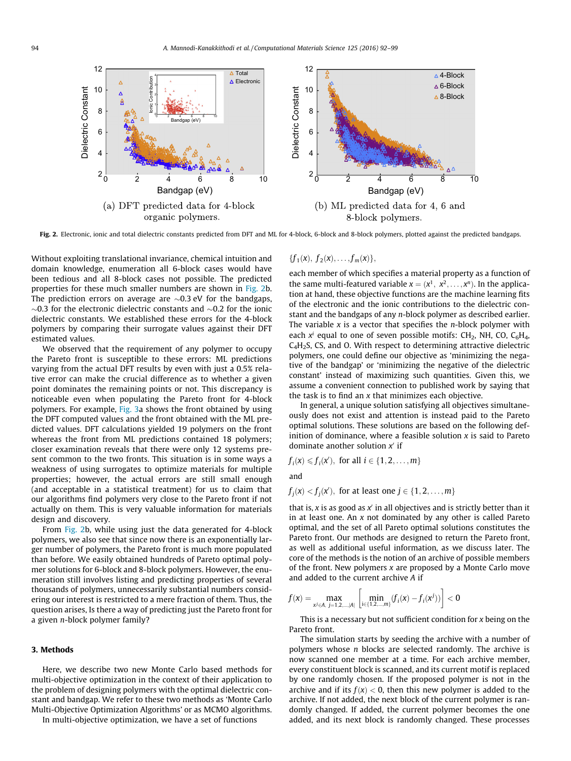(a) DFT predicted data for 4-block organic polymers.

(b) ML predicted data for 4, 6 and 8-block polymers.

**Fig. 2.** Electronic, ionic and total dielectric constants predicted from DFT and ML for 4-block, 6-block and 8-block polymers, plotted against the predicted bandgaps.

Without exploiting translational invariance, chemical intuition and domain knowledge, enumeration all 6-block cases would have been tedious and all 8-block cases not possible. The predicted properties for these much smaller numbers are shown in Fig. 2b. The prediction errors on average are ~0.3 eV for the bandgaps, ~0.3 for the electronic dielectric constants and ~0.2 for the ionic dielectric constants. We established these errors for the 4-block polymers by comparing their surrogate values against their DFT estimated values.

We observed that the requirement of any polymer to occupy the Pareto front is susceptible to these errors: ML predictions varying from the actual DFT results by even with just a 0.5% relative error can make the crucial difference as to whether a given point dominates the remaining points or not. This discrepancy is noticeable even when populating the Pareto front for 4-block polymers. For example, Fig. 3a shows the front obtained by using the DFT computed values and the front obtained with the ML predicted values. DFT calculations yielded 19 polymers on the front whereas the front from ML predictions contained 18 polymers; closer examination reveals that there were only 12 systems present common to the two fronts. This situation is in some ways a weakness of using surrogates to optimize materials for multiple properties; however, the actual errors are still small enough (and acceptable in a statistical treatment) for us to claim that our algorithms find polymers very close to the Pareto front if not actually on them. This is very valuable information for materials design and discovery.

From Fig. 2b, while using just the data generated for 4-block polymers, we also see that since now there is an exponentially larger number of polymers, the Pareto front is much more populated than before. We easily obtained hundreds of Pareto optimal polymer solutions for 6-block and 8-block polymers. However, the enumeration still involves listing and predicting properties of several thousands of polymers, unnecessarily substantial numbers considering our interest is restricted to a mere fraction of them. Thus, the question arises, Is there a way of predicting just the Pareto front for a given $n$-block polymer family?

## 3. Methods

Here, we describe two new Monte Carlo based methods for multi-objective optimization in the context of their application to the problem of designing polymers with the optimal dielectric constant and bandgap. We refer to these two methods as 'Monte Carlo Multi-Objective Optimization Algorithms' or as MCMO algorithms.

In multi-objective optimization, we have a set of functions

$$\{f_1(x),\ f_2(x), \ldots, f_m(x)\},$$

each member of which specifies a material property as a function of the same multi-featured variable $x = (x^1,\ x^2, \ldots, x^n)$. In the application at hand, these objective functions are the machine learning fits of the electronic and the ionic contributions to the dielectric constant and the bandgaps of any $n$-block polymer as described earlier. The variable $x$ is a vector that specifies the $n$-block polymer with each $x^i$ equal to one of seven possible motifs: $CH_2$, NH, CO, $C_6H_4$, $C_4H_2S$, CS, and O. With respect to determining attractive dielectric polymers, one could define our objective as 'minimizing the negative of the bandgap' or 'minimizing the negative of the dielectric constant' instead of maximizing such quantities. Given this, we assume a convenient connection to published work by saying that the task is to find an $x$ that minimizes each objective.

In general, a unique solution satisfying all objectives simultaneously does not exist and attention is instead paid to the Pareto optimal solutions. These solutions are based on the following definition of dominance, where a feasible solution $x$ is said to Pareto dominate another solution $x'$ if

$$f_i(x) \leqslant f_i(x'),\ \text{for all } i \in \{1, 2, \ldots, m\}$$

and

$$f_j(x) < f_j(x'),\ \text{for at least one } j \in \{1, 2, \ldots, m\}$$

that is, $x$ is as good as $x'$ in all objectives and is strictly better than it in at least one. An $x$ not dominated by any other is called Pareto optimal, and the set of all Pareto optimal solutions constitutes the Pareto front. Our methods are designed to return the Pareto front, as well as additional useful information, as we discuss later. The core of the methods is the notion of an archive of possible members of the front. New polymers $x$ are proposed by a Monte Carlo move and added to the current archive $A$ if

$$f(x) = \max_{x^j \in A,\ j=1,2,\ldots,|A|} \left[ \min_{i \in \{1,2,\ldots,m\}} (f_i(x) - f_i(x^j)) \right] < 0$$

This is a necessary but not sufficient condition for $x$ being on the Pareto front.

The simulation starts by seeding the archive with a number of polymers whose $n$ blocks are selected randomly. The archive is now scanned one member at a time. For each archive member, every constituent block is scanned, and its current motif is replaced by one randomly chosen. If the proposed polymer is not in the archive and if its $f(x) < 0$, then this new polymer is added to the archive. If not added, the next block of the current polymer is randomly changed. If added, the current polymer becomes the one added, and its next block is randomly changed. These processes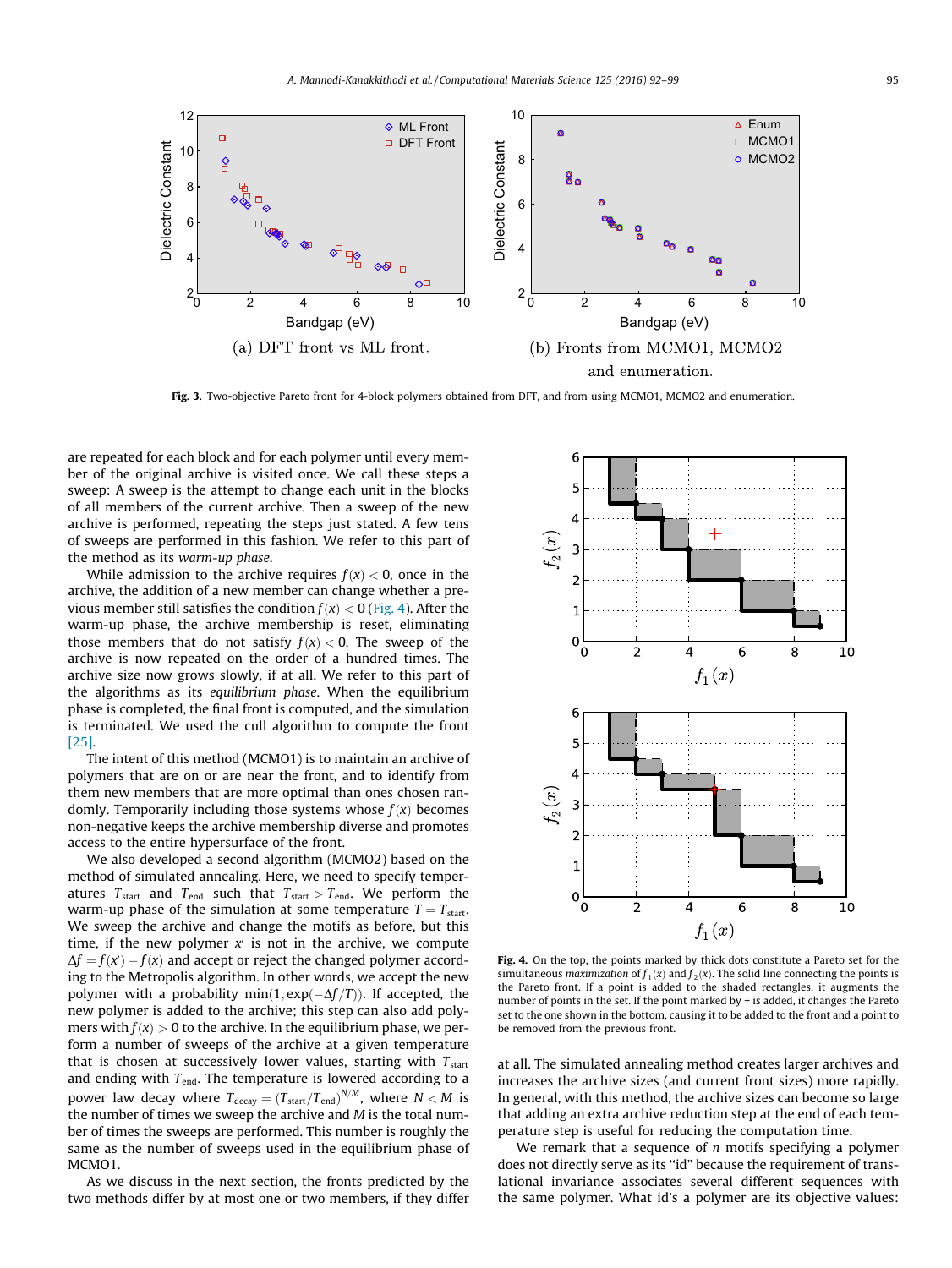Fig. 3. Two-objective Pareto front for 4-block polymers obtained from DFT, and from using MCMO1, MCMO2 and enumeration.

(a) DFT front vs ML front.

(b) Fronts from MCMO1, MCMO2 and enumeration.

are repeated for each block and for each polymer until every member of the original archive is visited once. We call these steps a sweep: A sweep is the attempt to change each unit in the blocks of all members of the current archive. Then a sweep of the new archive is performed, repeating the steps just stated. A few tens of sweeps are performed in this fashion. We refer to this part of the method as its *warm-up phase*.

While admission to the archive requires $f(x) < 0$, once in the archive, the addition of a new member can change whether a previous member still satisfies the condition $f(x) < 0$ (Fig. 4). After the warm-up phase, the archive membership is reset, eliminating those members that do not satisfy $f(x) < 0$. The sweep of the archive is now repeated on the order of a hundred times. The archive size now grows slowly, if at all. We refer to this part of the algorithms as its *equilibrium phase*. When the equilibrium phase is completed, the final front is computed, and the simulation is terminated. We used the cull algorithm to compute the front [25].

The intent of this method (MCMO1) is to maintain an archive of polymers that are on or are near the front, and to identify from them new members that are more optimal than ones chosen randomly. Temporarily including those systems whose $f(x)$ becomes non-negative keeps the archive membership diverse and promotes access to the entire hypersurface of the front.

We also developed a second algorithm (MCMO2) based on the method of simulated annealing. Here, we need to specify temperatures $T_{\text{start}}$ and $T_{\text{end}}$ such that $T_{\text{start}} > T_{\text{end}}$. We perform the warm-up phase of the simulation at some temperature $T = T_{\text{start}}$. We sweep the archive and change the motifs as before, but this time, if the new polymer $x'$ is not in the archive, we compute $\Delta f = f(x') - f(x)$ and accept or reject the changed polymer according to the Metropolis algorithm. In other words, we accept the new polymer with a probability $\min(1, \exp(-\Delta f/T))$. If accepted, the new polymer is added to the archive; this step can also add polymers with $f(x) > 0$ to the archive. In the equilibrium phase, we perform a number of sweeps of the archive at a given temperature that is chosen at successively lower values, starting with $T_{\text{start}}$ and ending with $T_{\text{end}}$. The temperature is lowered according to a power law decay where $T_{\text{decay}} = (T_{\text{start}}/T_{\text{end}})^{N/M}$, where $N < M$ is the number of times we sweep the archive and $M$ is the total number of times the sweeps are performed. This number is roughly the same as the number of sweeps used in the equilibrium phase of MCMO1.

As we discuss in the next section, the fronts predicted by the two methods differ by at most one or two members, if they differ at all. The simulated annealing method creates larger archives and increases the archive sizes (and current front sizes) more rapidly. In general, with this method, the archive sizes can become so large that adding an extra archive reduction step at the end of each temperature step is useful for reducing the computation time.

Fig. 4. On the top, the points marked by thick dots constitute a Pareto set for the simultaneous *maximization* of $f_1(x)$ and $f_2(x)$. The solid line connecting the points is the Pareto front. If a point is added to the shaded rectangles, it augments the number of points in the set. If the point marked by + is added, it changes the Pareto set to the one shown in the bottom, causing it to be added to the front and a point to be removed from the previous front.

We remark that a sequence of $n$ motifs specifying a polymer does not directly serve as its "id" because the requirement of translational invariance associates several different sequences with the same polymer. What id's a polymer are its objective values: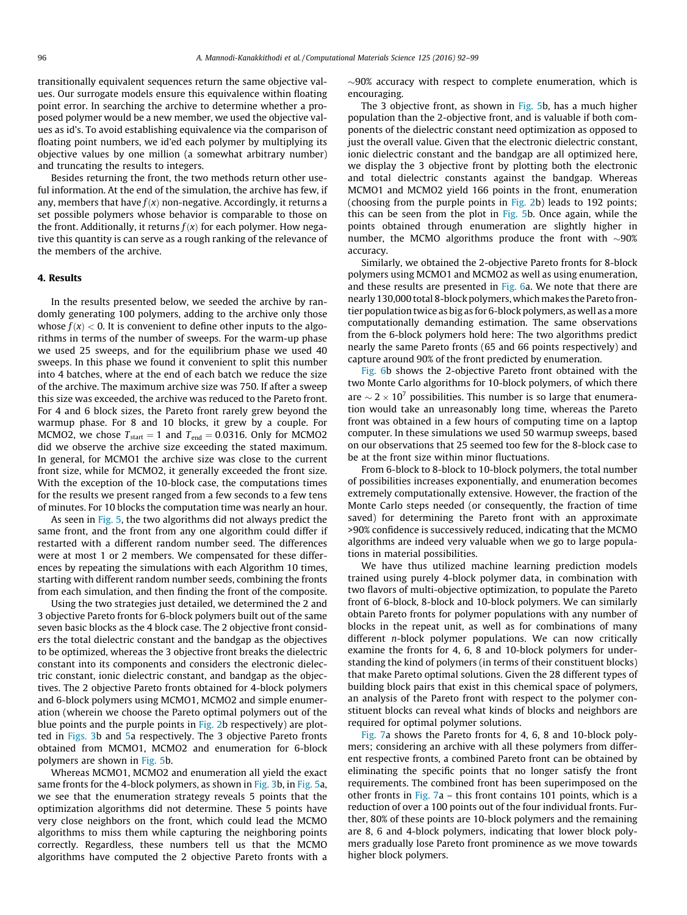transitionally equivalent sequences return the same objective values. Our surrogate models ensure this equivalence within floating point error. In searching the archive to determine whether a proposed polymer would be a new member, we used the objective values as id's. To avoid establishing equivalence via the comparison of floating point numbers, we id'ed each polymer by multiplying its objective values by one million (a somewhat arbitrary number) and truncating the results to integers.

Besides returning the front, the two methods return other useful information. At the end of the simulation, the archive has few, if any, members that have $f(x)$ non-negative. Accordingly, it returns a set possible polymers whose behavior is comparable to those on the front. Additionally, it returns $f(x)$ for each polymer. How negative this quantity is can serve as a rough ranking of the relevance of the members of the archive.

## 4. Results

In the results presented below, we seeded the archive by randomly generating 100 polymers, adding to the archive only those whose $f(x) < 0$. It is convenient to define other inputs to the algorithms in terms of the number of sweeps. For the warm-up phase we used 25 sweeps, and for the equilibrium phase we used 40 sweeps. In this phase we found it convenient to split this number into 4 batches, where at the end of each batch we reduce the size of the archive. The maximum archive size was 750. If after a sweep this size was exceeded, the archive was reduced to the Pareto front. For 4 and 6 block sizes, the Pareto front rarely grew beyond the warmup phase. For 8 and 10 blocks, it grew by a couple. For MCMO2, we chose $T_{start} = 1$ and $T_{end} = 0.0316$. Only for MCMO2 did we observe the archive size exceeding the stated maximum. In general, for MCMO1 the archive size was close to the current front size, while for MCMO2, it generally exceeded the front size. With the exception of the 10-block case, the computations times for the results we present ranged from a few seconds to a few tens of minutes. For 10 blocks the computation time was nearly an hour.

As seen in Fig. 5, the two algorithms did not always predict the same front, and the front from any one algorithm could differ if restarted with a different random number seed. The differences were at most 1 or 2 members. We compensated for these differences by repeating the simulations with each Algorithm 10 times, starting with different random number seeds, combining the fronts from each simulation, and then finding the front of the composite.

Using the two strategies just detailed, we determined the 2 and 3 objective Pareto fronts for 6-block polymers built out of the same seven basic blocks as the 4 block case. The 2 objective front considers the total dielectric constant and the bandgap as the objectives to be optimized, whereas the 3 objective front breaks the dielectric constant into its components and considers the electronic dielectric constant, ionic dielectric constant, and bandgap as the objectives. The 2 objective Pareto fronts obtained for 4-block polymers and 6-block polymers using MCMO1, MCMO2 and simple enumeration (wherein we choose the Pareto optimal polymers out of the blue points and the purple points in Fig. 2b respectively) are plotted in Figs. 3b and 5a respectively. The 3 objective Pareto fronts obtained from MCMO1, MCMO2 and enumeration for 6-block polymers are shown in Fig. 5b.

Whereas MCMO1, MCMO2 and enumeration all yield the exact same fronts for the 4-block polymers, as shown in Fig. 3b, in Fig. 5a, we see that the enumeration strategy reveals 5 points that the optimization algorithms did not determine. These 5 points have very close neighbors on the front, which could lead the MCMO algorithms to miss them while capturing the neighboring points correctly. Regardless, these numbers tell us that the MCMO algorithms have computed the 2 objective Pareto fronts with a ~90% accuracy with respect to complete enumeration, which is encouraging.

The 3 objective front, as shown in Fig. 5b, has a much higher population than the 2-objective front, and is valuable if both components of the dielectric constant need optimization as opposed to just the overall value. Given that the electronic dielectric constant, ionic dielectric constant and the bandgap are all optimized here, we display the 3 objective front by plotting both the electronic and total dielectric constants against the bandgap. Whereas MCMO1 and MCMO2 yield 166 points in the front, enumeration (choosing from the purple points in Fig. 2b) leads to 192 points; this can be seen from the plot in Fig. 5b. Once again, while the points obtained through enumeration are slightly higher in number, the MCMO algorithms produce the front with ~90% accuracy.

Similarly, we obtained the 2-objective Pareto fronts for 8-block polymers using MCMO1 and MCMO2 as well as using enumeration, and these results are presented in Fig. 6a. We note that there are nearly 130,000 total 8-block polymers, which makes the Pareto frontier population twice as big as for 6-block polymers, as well as a more computationally demanding estimation. The same observations from the 6-block polymers hold here: The two algorithms predict nearly the same Pareto fronts (65 and 66 points respectively) and capture around 90% of the front predicted by enumeration.

Fig. 6b shows the 2-objective Pareto front obtained with the two Monte Carlo algorithms for 10-block polymers, of which there are $\sim 2 \times 10^7$ possibilities. This number is so large that enumeration would take an unreasonably long time, whereas the Pareto front was obtained in a few hours of computing time on a laptop computer. In these simulations we used 50 warmup sweeps, based on our observations that 25 seemed too few for the 8-block case to be at the front size within minor fluctuations.

From 6-block to 8-block to 10-block polymers, the total number of possibilities increases exponentially, and enumeration becomes extremely computationally extensive. However, the fraction of the Monte Carlo steps needed (or consequently, the fraction of time saved) for determining the Pareto front with an approximate >90% confidence is successively reduced, indicating that the MCMO algorithms are indeed very valuable when we go to large populations in material possibilities.

We have thus utilized machine learning prediction models trained using purely 4-block polymer data, in combination with two flavors of multi-objective optimization, to populate the Pareto front of 6-block, 8-block and 10-block polymers. We can similarly obtain Pareto fronts for polymer populations with any number of blocks in the repeat unit, as well as for combinations of many different $n$-block polymer populations. We can now critically examine the fronts for 4, 6, 8 and 10-block polymers for understanding the kind of polymers (in terms of their constituent blocks) that make Pareto optimal solutions. Given the 28 different types of building block pairs that exist in this chemical space of polymers, an analysis of the Pareto front with respect to the polymer constituent blocks can reveal what kinds of blocks and neighbors are required for optimal polymer solutions.

Fig. 7a shows the Pareto fronts for 4, 6, 8 and 10-block polymers; considering an archive with all these polymers from different respective fronts, a combined Pareto front can be obtained by eliminating the specific points that no longer satisfy the front requirements. The combined front has been superimposed on the other fronts in Fig. 7a – this front contains 101 points, which is a reduction of over a 100 points out of the four individual fronts. Further, 80% of these points are 10-block polymers and the remaining are 8, 6 and 4-block polymers, indicating that lower block polymers gradually lose Pareto front prominence as we move towards higher block polymers.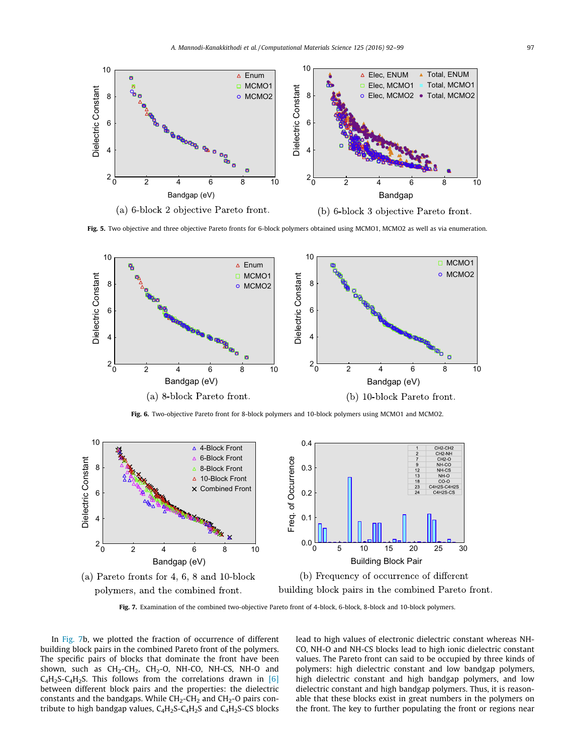(a) 6-block 2 objective Pareto front.

(b) 6-block 3 objective Pareto front.

**Fig. 5.** Two objective and three objective Pareto fronts for 6-block polymers obtained using MCMO1, MCMO2 as well as via enumeration.

(a) 8-block Pareto front.

(b) 10-block Pareto front.

**Fig. 6.** Two-objective Pareto front for 8-block polymers and 10-block polymers using MCMO1 and MCMO2.

(a) Pareto fronts for 4, 6, 8 and 10-block polymers, and the combined front.

(b) Frequency of occurrence of different building block pairs in the combined Pareto front.

**Fig. 7.** Examination of the combined two-objective Pareto front of 4-block, 6-block, 8-block and 10-block polymers.

In Fig. 7b, we plotted the fraction of occurrence of different building block pairs in the combined Pareto front of the polymers. The specific pairs of blocks that dominate the front have been shown, such as $CH_2$-$CH_2$, $CH_2$-O, NH-CO, NH-CS, NH-O and $C_4H_2S$-$C_4H_2S$. This follows the correlations drawn in [6] between different block pairs and the properties: the dielectric constants and the bandgaps. While $CH_2$-$CH_2$ and $CH_2$-O pairs contribute to high bandgap values, $C_4H_2S$-$C_4H_2S$ and $C_4H_2S$-CS blocks lead to high values of electronic dielectric constant whereas NH-CO, NH-O and NH-CS blocks lead to high ionic dielectric constant values. The Pareto front can said to be occupied by three kinds of polymers: high dielectric constant and low bandgap polymers, high dielectric constant and high bandgap polymers, and low dielectric constant and high bandgap polymers. Thus, it is reasonable that these blocks exist in great numbers in the polymers on the front. The key to further populating the front or regions near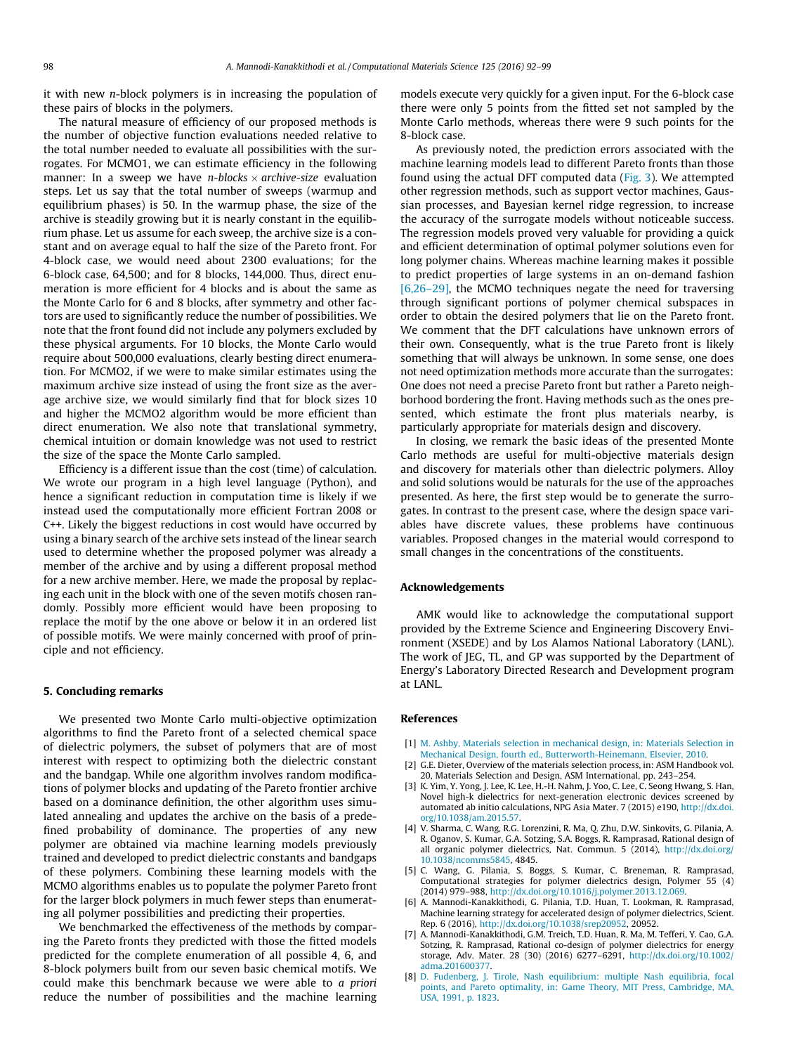it with new *n*-block polymers is in increasing the population of these pairs of blocks in the polymers.

The natural measure of efficiency of our proposed methods is the number of objective function evaluations needed relative to the total number needed to evaluate all possibilities with the surrogates. For MCMO1, we can estimate efficiency in the following manner: In a sweep we have *n-blocks* × *archive-size* evaluation steps. Let us say that the total number of sweeps (warmup and equilibrium phases) is 50. In the warmup phase, the size of the archive is steadily growing but it is nearly constant in the equilibrium phase. Let us assume for each sweep, the archive size is a constant and on average equal to half the size of the Pareto front. For 4-block case, we would need about 2300 evaluations; for the 6-block case, 64,500; and for 8 blocks, 144,000. Thus, direct enumeration is more efficient for 4 blocks and is about the same as the Monte Carlo for 6 and 8 blocks, after symmetry and other factors are used to significantly reduce the number of possibilities. We note that the front found did not include any polymers excluded by these physical arguments. For 10 blocks, the Monte Carlo would require about 500,000 evaluations, clearly besting direct enumeration. For MCMO2, if we were to make similar estimates using the maximum archive size instead of using the front size as the average archive size, we would similarly find that for block sizes 10 and higher the MCMO2 algorithm would be more efficient than direct enumeration. We also note that translational symmetry, chemical intuition or domain knowledge was not used to restrict the size of the space the Monte Carlo sampled.

Efficiency is a different issue than the cost (time) of calculation. We wrote our program in a high level language (Python), and hence a significant reduction in computation time is likely if we instead used the computationally more efficient Fortran 2008 or C++. Likely the biggest reductions in cost would have occurred by using a binary search of the archive sets instead of the linear search used to determine whether the proposed polymer was already a member of the archive and by using a different proposal method for a new archive member. Here, we made the proposal by replacing each unit in the block with one of the seven motifs chosen randomly. Possibly more efficient would have been proposing to replace the motif by the one above or below it in an ordered list of possible motifs. We were mainly concerned with proof of principle and not efficiency.

## 5. Concluding remarks

We presented two Monte Carlo multi-objective optimization algorithms to find the Pareto front of a selected chemical space of dielectric polymers, the subset of polymers that are of most interest with respect to optimizing both the dielectric constant and the bandgap. While one algorithm involves random modifications of polymer blocks and updating of the Pareto frontier archive based on a dominance definition, the other algorithm uses simulated annealing and updates the archive on the basis of a predefined probability of dominance. The properties of any new polymer are obtained via machine learning models previously trained and developed to predict dielectric constants and bandgaps of these polymers. Combining these learning models with the MCMO algorithms enables us to populate the polymer Pareto front for the larger block polymers in much fewer steps than enumerating all polymer possibilities and predicting their properties.

We benchmarked the effectiveness of the methods by comparing the Pareto fronts they predicted with those the fitted models predicted for the complete enumeration of all possible 4, 6, and 8-block polymers built from our seven basic chemical motifs. We could make this benchmark because we were able to *a priori* reduce the number of possibilities and the machine learning models execute very quickly for a given input. For the 6-block case there were only 5 points from the fitted set not sampled by the Monte Carlo methods, whereas there were 9 such points for the 8-block case.

As previously noted, the prediction errors associated with the machine learning models lead to different Pareto fronts than those found using the actual DFT computed data (Fig. 3). We attempted other regression methods, such as support vector machines, Gaussian processes, and Bayesian kernel ridge regression, to increase the accuracy of the surrogate models without noticeable success. The regression models proved very valuable for providing a quick and efficient determination of optimal polymer solutions even for long polymer chains. Whereas machine learning makes it possible to predict properties of large systems in an on-demand fashion [6,26–29], the MCMO techniques negate the need for traversing through significant portions of polymer chemical subspaces in order to obtain the desired polymers that lie on the Pareto front. We comment that the DFT calculations have unknown errors of their own. Consequently, what is the true Pareto front is likely something that will always be unknown. In some sense, one does not need optimization methods more accurate than the surrogates: One does not need a precise Pareto front but rather a Pareto neighborhood bordering the front. Having methods such as the ones presented, which estimate the front plus materials nearby, is particularly appropriate for materials design and discovery.

In closing, we remark the basic ideas of the presented Monte Carlo methods are useful for multi-objective materials design and discovery for materials other than dielectric polymers. Alloy and solid solutions would be naturals for the use of the approaches presented. As here, the first step would be to generate the surrogates. In contrast to the present case, where the design space variables have discrete values, these problems have continuous variables. Proposed changes in the material would correspond to small changes in the concentrations of the constituents.

## Acknowledgements

AMK would like to acknowledge the computational support provided by the Extreme Science and Engineering Discovery Environment (XSEDE) and by Los Alamos National Laboratory (LANL). The work of JEG, TL, and GP was supported by the Department of Energy's Laboratory Directed Research and Development program at LANL.

## References

[1] M. Ashby, Materials selection in mechanical design, in: Materials Selection in Mechanical Design, fourth ed., Butterworth-Heinemann, Elsevier, 2010.

[2] G.E. Dieter, Overview of the materials selection process, in: ASM Handbook vol. 20, Materials Selection and Design, ASM International, pp. 243–254.

[3] K. Yim, Y. Yong, J. Lee, K. Lee, H.-H. Nahm, J. Yoo, C. Lee, C. Seong Hwang, S. Han, Novel high-k dielectrics for next-generation electronic devices screened by automated ab initio calculations, NPG Asia Mater. 7 (2015) e190, http://dx.doi.org/10.1038/am.2015.57.

[4] V. Sharma, C. Wang, R.G. Lorenzini, R. Ma, Q. Zhu, D.W. Sinkovits, G. Pilania, A. R. Oganov, S. Kumar, G.A. Sotzing, S.A. Boggs, R. Ramprasad, Rational design of all organic polymer dielectrics, Nat. Commun. 5 (2014), http://dx.doi.org/10.1038/ncomms5845, 4845.

[5] C. Wang, G. Pilania, S. Boggs, S. Kumar, C. Breneman, R. Ramprasad, Computational strategies for polymer dielectrics design, Polymer 55 (4) (2014) 979–988, http://dx.doi.org/10.1016/j.polymer.2013.12.069.

[6] A. Mannodi-Kanakkithodi, G. Pilania, T.D. Huan, T. Lookman, R. Ramprasad, Machine learning strategy for accelerated design of polymer dielectrics, Scient. Rep. 6 (2016), http://dx.doi.org/10.1038/srep20952, 20952.

[7] A. Mannodi-Kanakkithodi, G.M. Treich, T.D. Huan, R. Ma, M. Tefferi, Y. Cao, G.A. Sotzing, R. Ramprasad, Rational co-design of polymer dielectrics for energy storage, Adv. Mater. 28 (30) (2016) 6277–6291, http://dx.doi.org/10.1002/adma.201600377.

[8] D. Fudenberg, J. Tirole, Nash equilibrium: multiple Nash equilibria, focal points, and Pareto optimality, in: Game Theory, MIT Press, Cambridge, MA, USA, 1991, p. 1823.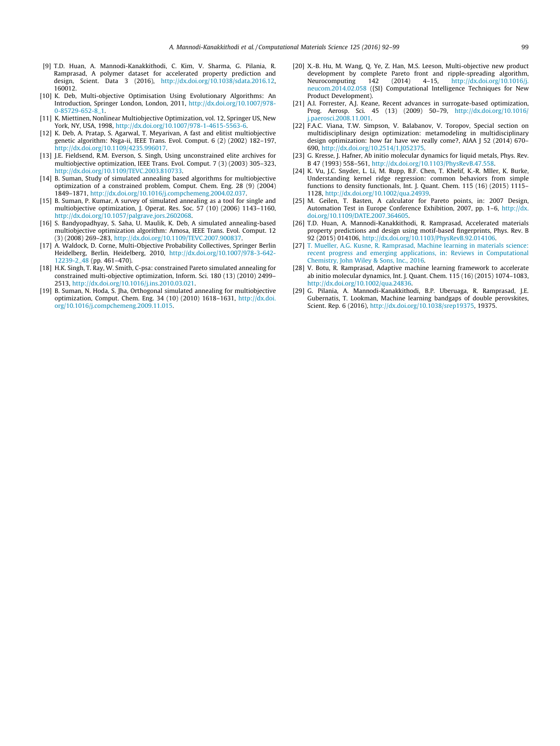[9] T.D. Huan, A. Mannodi-Kanakkithodi, C. Kim, V. Sharma, G. Pilania, R. Ramprasad, A polymer dataset for accelerated property prediction and design, Scient. Data 3 (2016), http://dx.doi.org/10.1038/sdata.2016.12, 160012.

[10] K. Deb, Multi-objective Optimisation Using Evolutionary Algorithms: An Introduction, Springer London, London, 2011, http://dx.doi.org/10.1007/978-0-85729-652-8_1.

[11] K. Miettinen, Nonlinear Multiobjective Optimization, vol. 12, Springer US, New York, NY, USA, 1998, http://dx.doi.org/10.1007/978-1-4615-5563-6.

[12] K. Deb, A. Pratap, S. Agarwal, T. Meyarivan, A fast and elitist multiobjective genetic algorithm: Nsga-ii, IEEE Trans. Evol. Comput. 6 (2) (2002) 182–197, http://dx.doi.org/10.1109/4235.996017.

[13] J.E. Fieldsend, R.M. Everson, S. Singh, Using unconstrained elite archives for multiobjective optimization, IEEE Trans. Evol. Comput. 7 (3) (2003) 305–323, http://dx.doi.org/10.1109/TEVC.2003.810733.

[14] B. Suman, Study of simulated annealing based algorithms for multiobjective optimization of a constrained problem, Comput. Chem. Eng. 28 (9) (2004) 1849–1871, http://dx.doi.org/10.1016/j.compchemeng.2004.02.037.

[15] B. Suman, P. Kumar, A survey of simulated annealing as a tool for single and multiobjective optimization, J. Operat. Res. Soc. 57 (10) (2006) 1143–1160, http://dx.doi.org/10.1057/palgrave.jors.2602068.

[16] S. Bandyopadhyay, S. Saha, U. Maulik, K. Deb, A simulated annealing-based multiobjective optimization algorithm: Amosa, IEEE Trans. Evol. Comput. 12 (3) (2008) 269–283, http://dx.doi.org/10.1109/TEVC.2007.900837.

[17] A. Waldock, D. Corne, Multi-Objective Probability Collectives, Springer Berlin Heidelberg, Berlin, Heidelberg, 2010, http://dx.doi.org/10.1007/978-3-642-12239-2_48 (pp. 461–470).

[18] H.K. Singh, T. Ray, W. Smith, C-psa: constrained Pareto simulated annealing for constrained multi-objective optimization, Inform. Sci. 180 (13) (2010) 2499–2513, http://dx.doi.org/10.1016/j.ins.2010.03.021.

[19] B. Suman, N. Hoda, S. Jha, Orthogonal simulated annealing for multiobjective optimization, Comput. Chem. Eng. 34 (10) (2010) 1618–1631, http://dx.doi.org/10.1016/j.compchemeng.2009.11.015.

[20] X.-B. Hu, M. Wang, Q. Ye, Z. Han, M.S. Leeson, Multi-objective new product development by complete Pareto front and ripple-spreading algorithm, Neurocomputing 142 (2014) 4–15, http://dx.doi.org/10.1016/j.neucom.2014.02.058 ({SI} Computational Intelligence Techniques for New Product Development).

[21] A.I. Forrester, A.J. Keane, Recent advances in surrogate-based optimization, Prog. Aerosp. Sci. 45 (13) (2009) 50–79, http://dx.doi.org/10.1016/j.paerosci.2008.11.001.

[22] F.A.C. Viana, T.W. Simpson, V. Balabanov, V. Toropov, Special section on multidisciplinary design optimization: metamodeling in multidisciplinary design optimization: how far have we really come?, AIAA J 52 (2014) 670–690, http://dx.doi.org/10.2514/1.J052375.

[23] G. Kresse, J. Hafner, Ab initio molecular dynamics for liquid metals, Phys. Rev. B 47 (1993) 558–561, http://dx.doi.org/10.1103/PhysRevB.47.558.

[24] K. Vu, J.C. Snyder, L. Li, M. Rupp, B.F. Chen, T. Khelif, K.-R. Mller, K. Burke, Understanding kernel ridge regression: common behaviors from simple functions to density functionals, Int. J. Quant. Chem. 115 (16) (2015) 1115–1128, http://dx.doi.org/10.1002/qua.24939.

[25] M. Geilen, T. Basten, A calculator for Pareto points, in: 2007 Design, Automation Test in Europe Conference Exhibition, 2007, pp. 1–6, http://dx.doi.org/10.1109/DATE.2007.364605.

[26] T.D. Huan, A. Mannodi-Kanakkithodi, R. Ramprasad, Accelerated materials property predictions and design using motif-based fingerprints, Phys. Rev. B 92 (2015) 014106, http://dx.doi.org/10.1103/PhysRevB.92.014106.

[27] T. Mueller, A.G. Kusne, R. Ramprasad, Machine learning in materials science: recent progress and emerging applications, in: Reviews in Computational Chemistry, John Wiley & Sons, Inc., 2016.

[28] V. Botu, R. Ramprasad, Adaptive machine learning framework to accelerate ab initio molecular dynamics, Int. J. Quant. Chem. 115 (16) (2015) 1074–1083, http://dx.doi.org/10.1002/qua.24836.

[29] G. Pilania, A. Mannodi-Kanakkithodi, B.P. Uberuaga, R. Ramprasad, J.E. Gubernatis, T. Lookman, Machine learning bandgaps of double perovskites, Scient. Rep. 6 (2016), http://dx.doi.org/10.1038/srep19375, 19375.